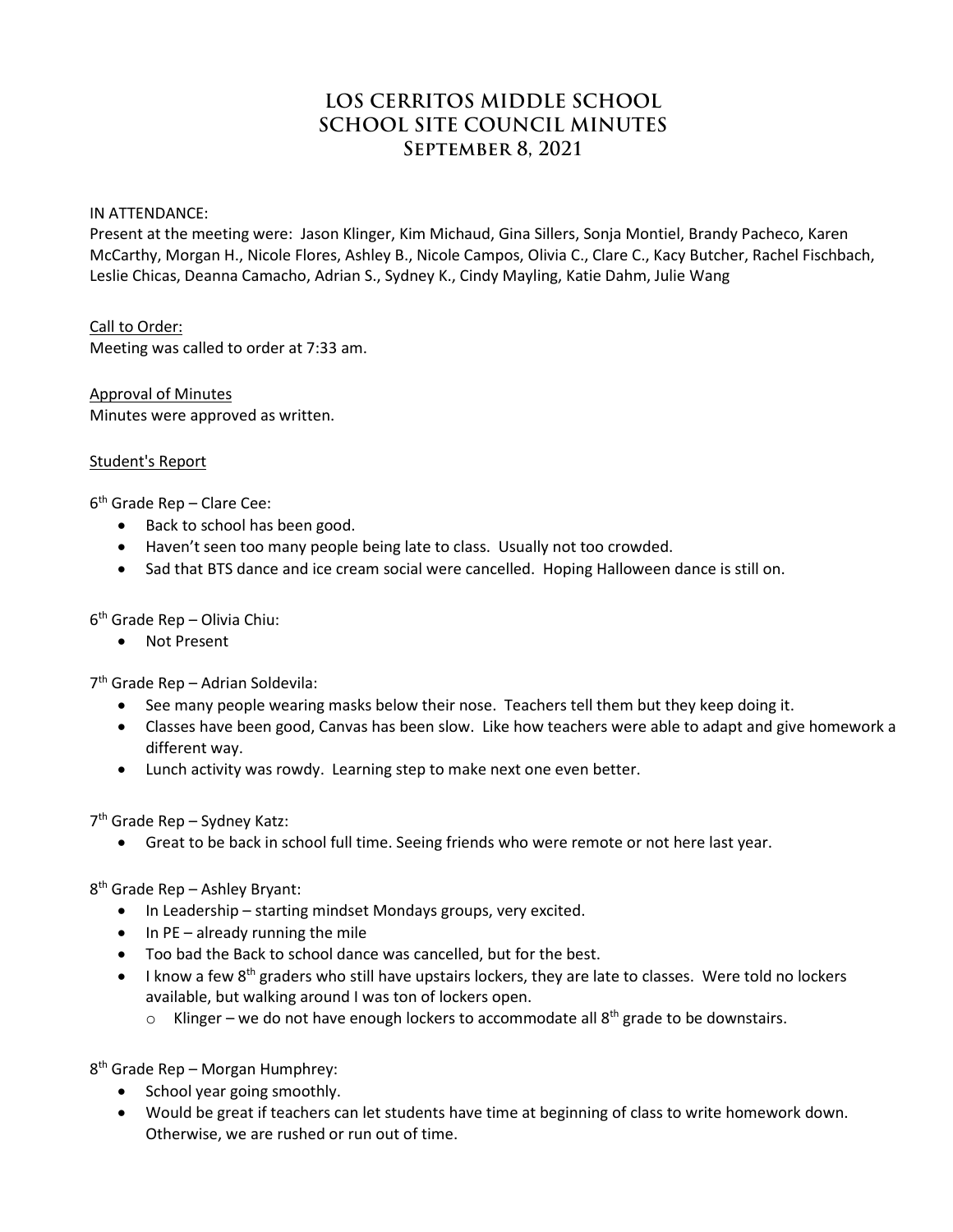# LOS CERRITOS MIDDLE SCHOOL
# SCHOOL SITE COUNCIL MINUTES
## September 8, 2021

IN ATTENDANCE:
Present at the meeting were: Jason Klinger, Kim Michaud, Gina Sillers, Sonja Montiel, Brandy Pacheco, Karen McCarthy, Morgan H., Nicole Flores, Ashley B., Nicole Campos, Olivia C., Clare C., Kacy Butcher, Rachel Fischbach, Leslie Chicas, Deanna Camacho, Adrian S., Sydney K., Cindy Mayling, Katie Dahm, Julie Wang

Call to Order:
Meeting was called to order at 7:33 am.

Approval of Minutes
Minutes were approved as written.

Student's Report

6th Grade Rep – Clare Cee:

- Back to school has been good.
- Haven't seen too many people being late to class. Usually not too crowded.
- Sad that BTS dance and ice cream social were cancelled. Hoping Halloween dance is still on.

6th Grade Rep – Olivia Chiu:

- Not Present

7th Grade Rep – Adrian Soldevila:

- See many people wearing masks below their nose. Teachers tell them but they keep doing it.
- Classes have been good, Canvas has been slow. Like how teachers were able to adapt and give homework a different way.
- Lunch activity was rowdy. Learning step to make next one even better.

7th Grade Rep – Sydney Katz:

- Great to be back in school full time. Seeing friends who were remote or not here last year.

8th Grade Rep – Ashley Bryant:

- In Leadership – starting mindset Mondays groups, very excited.
- In PE – already running the mile
- Too bad the Back to school dance was cancelled, but for the best.
- I know a few 8th graders who still have upstairs lockers, they are late to classes. Were told no lockers available, but walking around I was ton of lockers open.
  - Klinger – we do not have enough lockers to accommodate all 8th grade to be downstairs.

8th Grade Rep – Morgan Humphrey:

- School year going smoothly.
- Would be great if teachers can let students have time at beginning of class to write homework down. Otherwise, we are rushed or run out of time.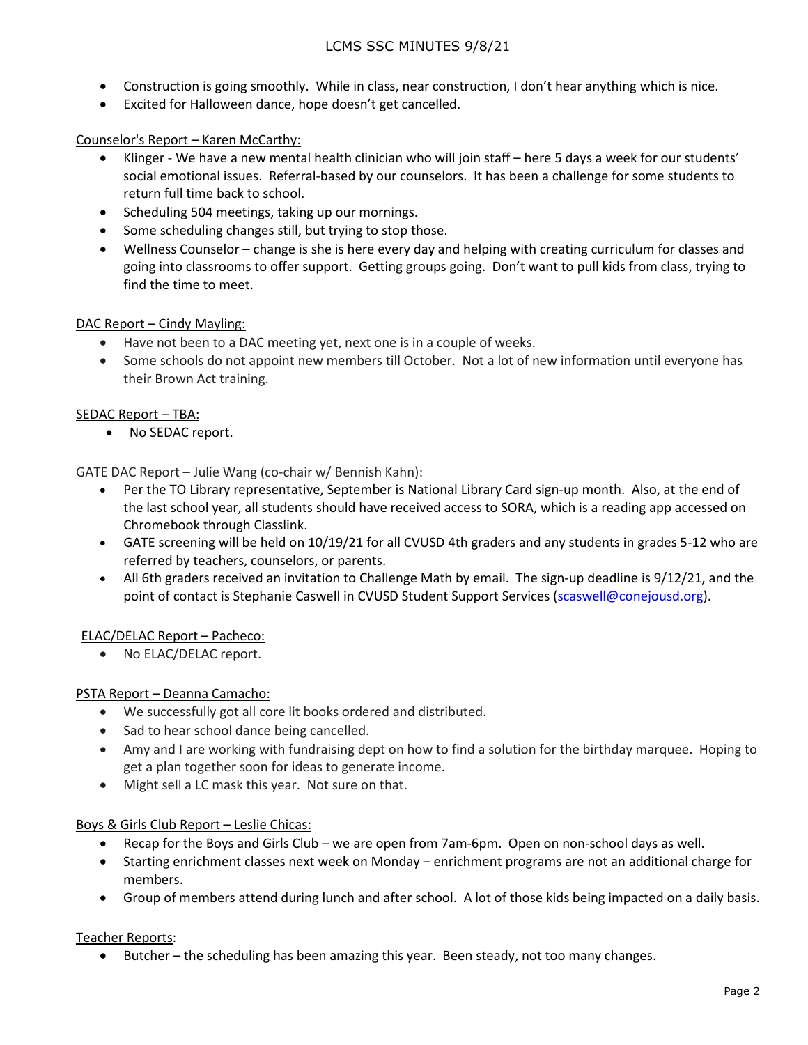- Construction is going smoothly. While in class, near construction, I don't hear anything which is nice.
- Excited for Halloween dance, hope doesn't get cancelled.

Counselor's Report – Karen McCarthy:

- Klinger - We have a new mental health clinician who will join staff – here 5 days a week for our students' social emotional issues. Referral-based by our counselors. It has been a challenge for some students to return full time back to school.
- Scheduling 504 meetings, taking up our mornings.
- Some scheduling changes still, but trying to stop those.
- Wellness Counselor – change is she is here every day and helping with creating curriculum for classes and going into classrooms to offer support. Getting groups going. Don't want to pull kids from class, trying to find the time to meet.

DAC Report – Cindy Mayling:

- Have not been to a DAC meeting yet, next one is in a couple of weeks.
- Some schools do not appoint new members till October. Not a lot of new information until everyone has their Brown Act training.

SEDAC Report – TBA:

- No SEDAC report.

GATE DAC Report – Julie Wang (co-chair w/ Bennish Kahn):

- Per the TO Library representative, September is National Library Card sign-up month. Also, at the end of the last school year, all students should have received access to SORA, which is a reading app accessed on Chromebook through Classlink.
- GATE screening will be held on 10/19/21 for all CVUSD 4th graders and any students in grades 5-12 who are referred by teachers, counselors, or parents.
- All 6th graders received an invitation to Challenge Math by email. The sign-up deadline is 9/12/21, and the point of contact is Stephanie Caswell in CVUSD Student Support Services (scaswell@conejousd.org).

ELAC/DELAC Report – Pacheco:

- No ELAC/DELAC report.

PSTA Report – Deanna Camacho:

- We successfully got all core lit books ordered and distributed.
- Sad to hear school dance being cancelled.
- Amy and I are working with fundraising dept on how to find a solution for the birthday marquee. Hoping to get a plan together soon for ideas to generate income.
- Might sell a LC mask this year. Not sure on that.

Boys & Girls Club Report – Leslie Chicas:

- Recap for the Boys and Girls Club – we are open from 7am-6pm. Open on non-school days as well.
- Starting enrichment classes next week on Monday – enrichment programs are not an additional charge for members.
- Group of members attend during lunch and after school. A lot of those kids being impacted on a daily basis.

Teacher Reports:

- Butcher – the scheduling has been amazing this year. Been steady, not too many changes.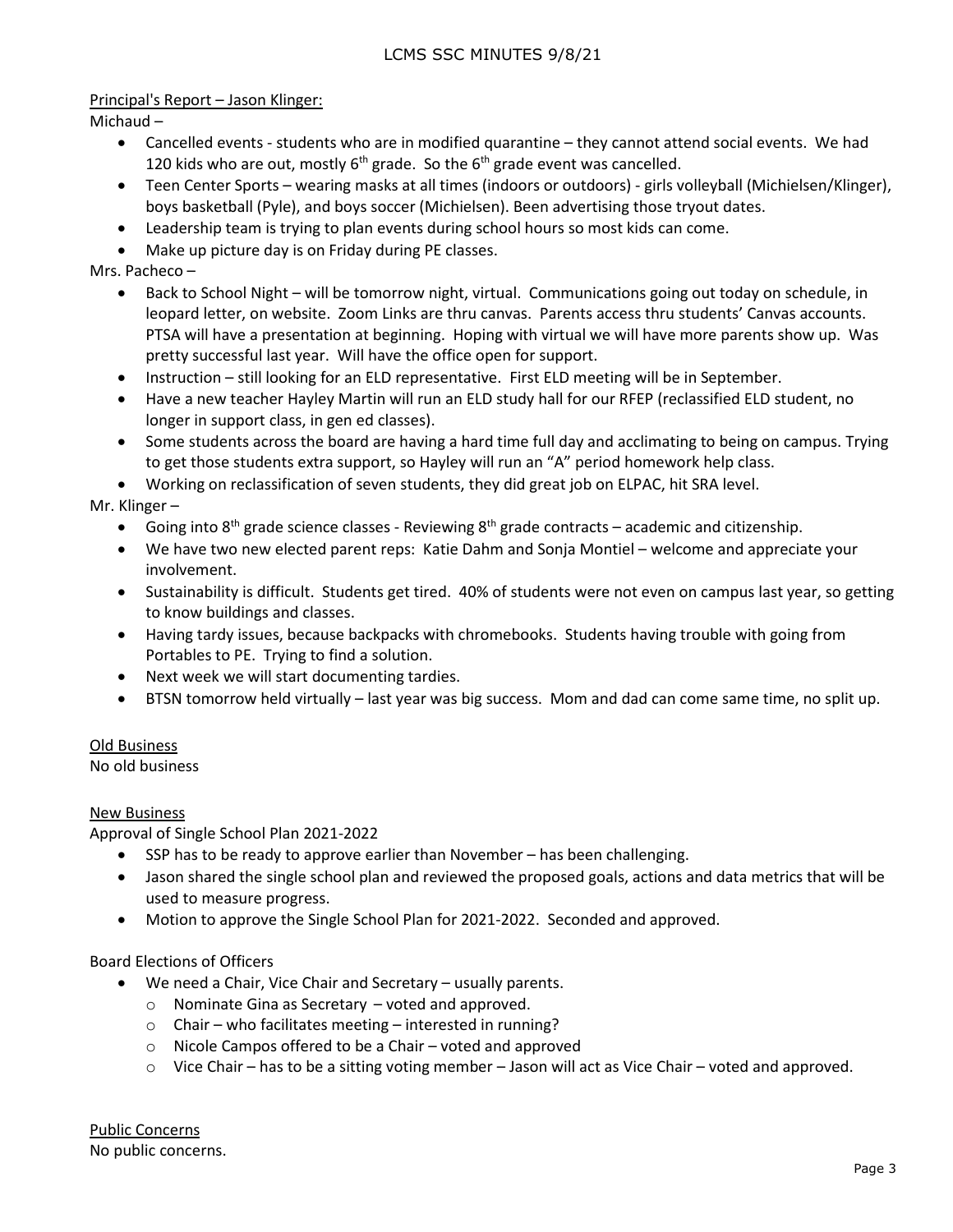<u>Principal's Report – Jason Klinger:</u>

Michaud –

- Cancelled events - students who are in modified quarantine – they cannot attend social events. We had 120 kids who are out, mostly 6th grade. So the 6th grade event was cancelled.
- Teen Center Sports – wearing masks at all times (indoors or outdoors) - girls volleyball (Michielsen/Klinger), boys basketball (Pyle), and boys soccer (Michielsen). Been advertising those tryout dates.
- Leadership team is trying to plan events during school hours so most kids can come.
- Make up picture day is on Friday during PE classes.

Mrs. Pacheco –

- Back to School Night – will be tomorrow night, virtual. Communications going out today on schedule, in leopard letter, on website. Zoom Links are thru canvas. Parents access thru students' Canvas accounts. PTSA will have a presentation at beginning. Hoping with virtual we will have more parents show up. Was pretty successful last year. Will have the office open for support.
- Instruction – still looking for an ELD representative. First ELD meeting will be in September.
- Have a new teacher Hayley Martin will run an ELD study hall for our RFEP (reclassified ELD student, no longer in support class, in gen ed classes).
- Some students across the board are having a hard time full day and acclimating to being on campus. Trying to get those students extra support, so Hayley will run an "A" period homework help class.
- Working on reclassification of seven students, they did great job on ELPAC, hit SRA level.

Mr. Klinger –

- Going into 8th grade science classes - Reviewing 8th grade contracts – academic and citizenship.
- We have two new elected parent reps: Katie Dahm and Sonja Montiel – welcome and appreciate your involvement.
- Sustainability is difficult. Students get tired. 40% of students were not even on campus last year, so getting to know buildings and classes.
- Having tardy issues, because backpacks with chromebooks. Students having trouble with going from Portables to PE. Trying to find a solution.
- Next week we will start documenting tardies.
- BTSN tomorrow held virtually – last year was big success. Mom and dad can come same time, no split up.

<u>Old Business</u>

No old business

<u>New Business</u>

Approval of Single School Plan 2021-2022

- SSP has to be ready to approve earlier than November – has been challenging.
- Jason shared the single school plan and reviewed the proposed goals, actions and data metrics that will be used to measure progress.
- Motion to approve the Single School Plan for 2021-2022. Seconded and approved.

Board Elections of Officers

- We need a Chair, Vice Chair and Secretary – usually parents.
  - Nominate Gina as Secretary – voted and approved.
  - Chair – who facilitates meeting – interested in running?
  - Nicole Campos offered to be a Chair – voted and approved
  - Vice Chair – has to be a sitting voting member – Jason will act as Vice Chair – voted and approved.

<u>Public Concerns</u>

No public concerns.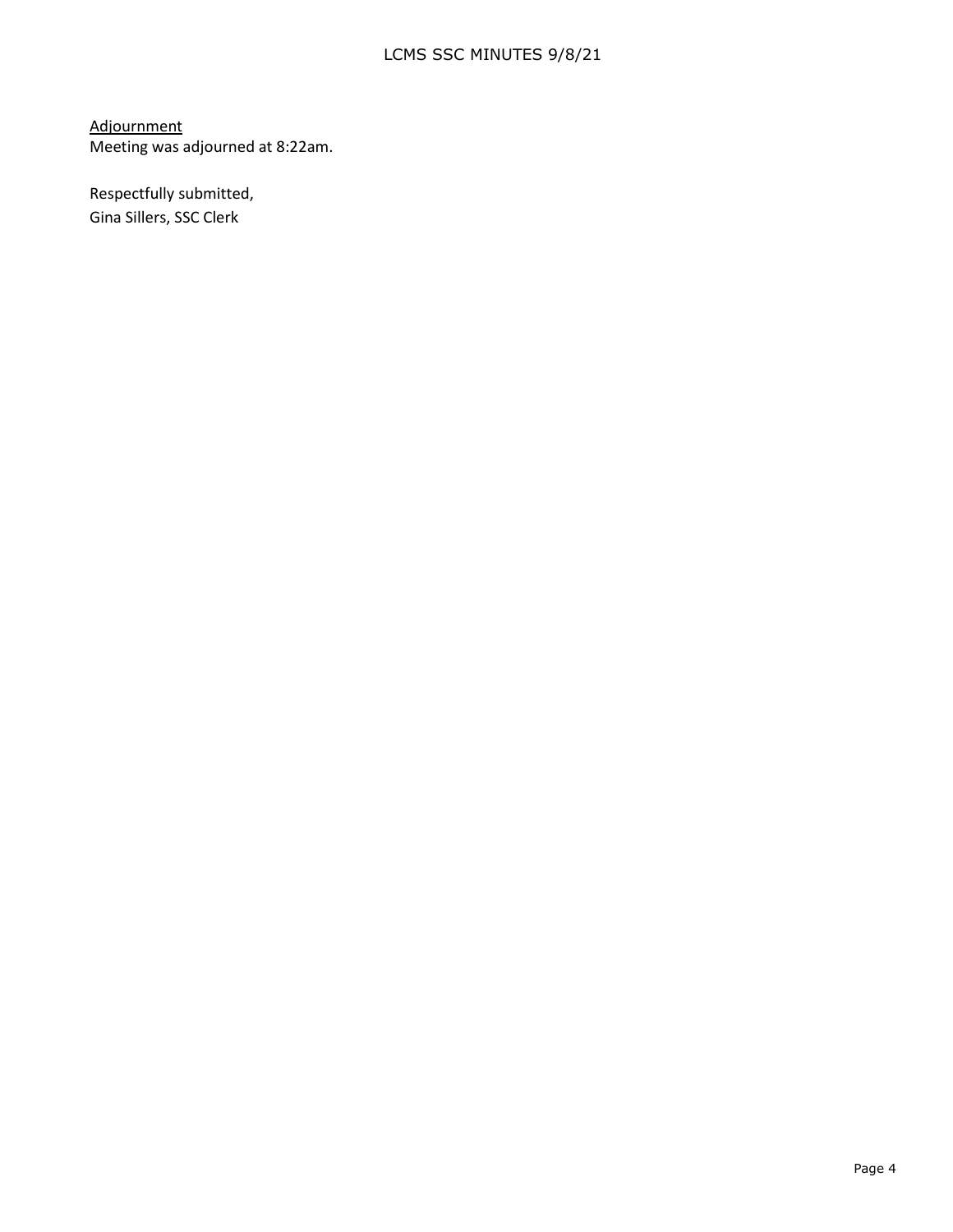<u>Adjournment</u>
Meeting was adjourned at 8:22am.

Respectfully submitted,
Gina Sillers, SSC Clerk